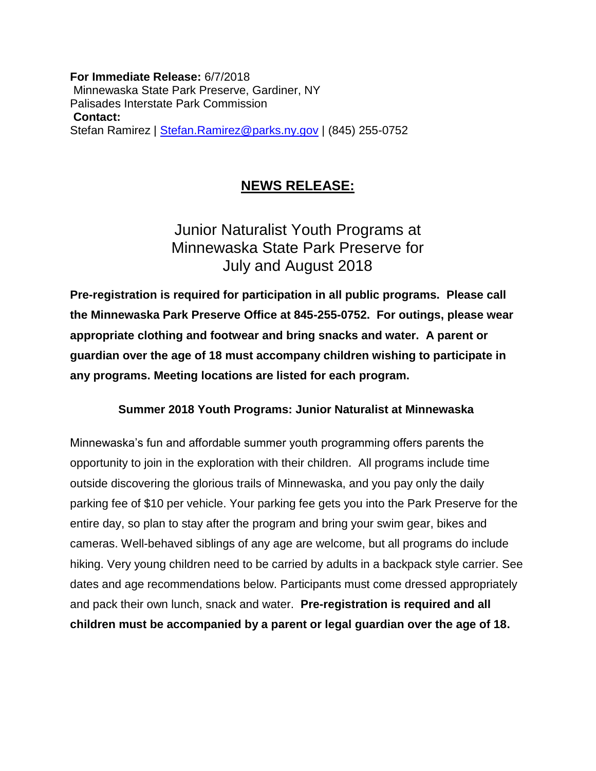**For Immediate Release:** 6/7/2018
Minnewaska State Park Preserve, Gardiner, NY
Palisades Interstate Park Commission
**Contact:**
Stefan Ramirez | Stefan.Ramirez@parks.ny.gov | (845) 255-0752

# NEWS RELEASE:

## Junior Naturalist Youth Programs at Minnewaska State Park Preserve for July and August 2018

**Pre-registration is required for participation in all public programs. Please call the Minnewaska Park Preserve Office at 845-255-0752. For outings, please wear appropriate clothing and footwear and bring snacks and water. A parent or guardian over the age of 18 must accompany children wishing to participate in any programs. Meeting locations are listed for each program.**

### Summer 2018 Youth Programs: Junior Naturalist at Minnewaska

Minnewaska's fun and affordable summer youth programming offers parents the opportunity to join in the exploration with their children. All programs include time outside discovering the glorious trails of Minnewaska, and you pay only the daily parking fee of $10 per vehicle. Your parking fee gets you into the Park Preserve for the entire day, so plan to stay after the program and bring your swim gear, bikes and cameras. Well-behaved siblings of any age are welcome, but all programs do include hiking. Very young children need to be carried by adults in a backpack style carrier. See dates and age recommendations below. Participants must come dressed appropriately and pack their own lunch, snack and water. **Pre-registration is required and all children must be accompanied by a parent or legal guardian over the age of 18.**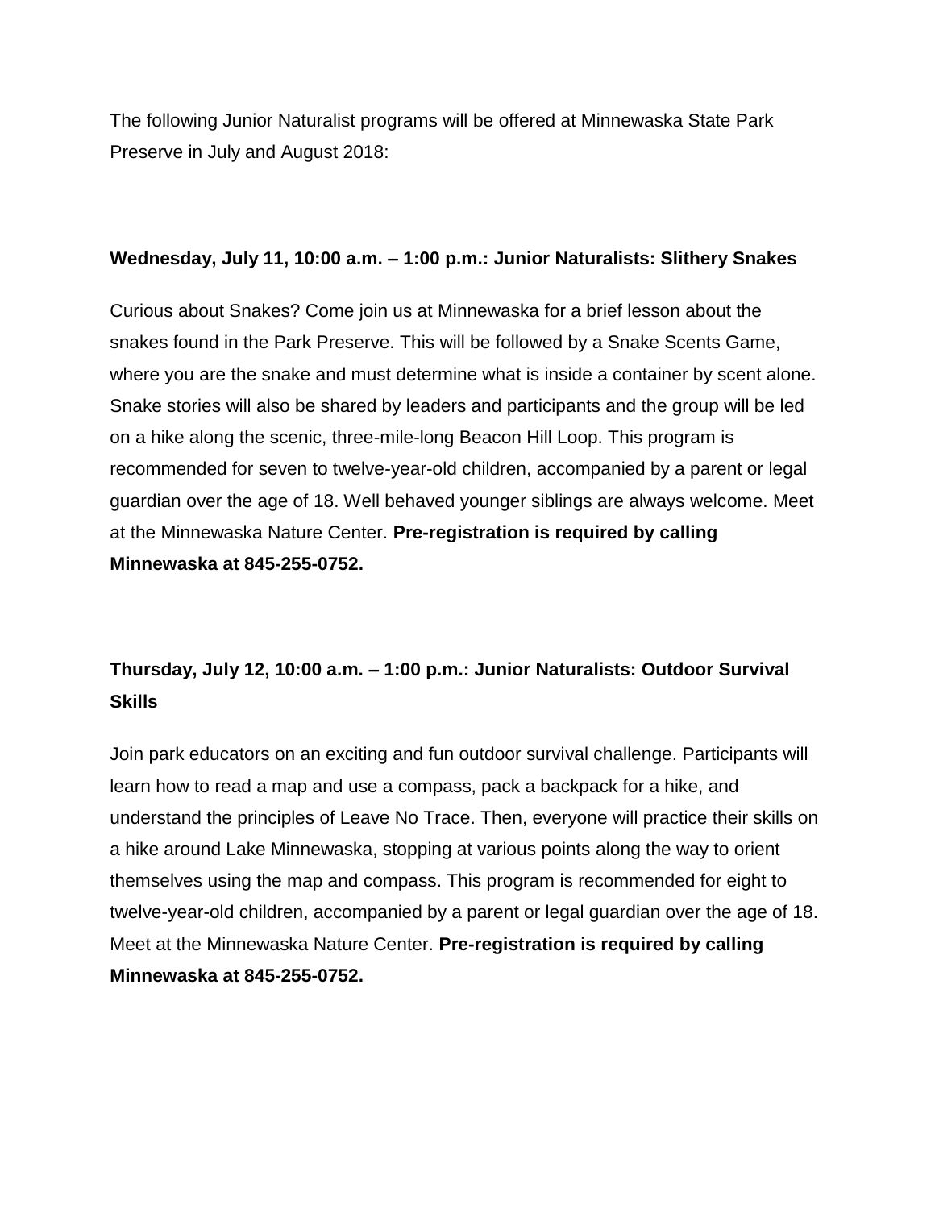The following Junior Naturalist programs will be offered at Minnewaska State Park Preserve in July and August 2018:

**Wednesday, July 11, 10:00 a.m. – 1:00 p.m.: Junior Naturalists: Slithery Snakes**

Curious about Snakes? Come join us at Minnewaska for a brief lesson about the snakes found in the Park Preserve. This will be followed by a Snake Scents Game, where you are the snake and must determine what is inside a container by scent alone. Snake stories will also be shared by leaders and participants and the group will be led on a hike along the scenic, three-mile-long Beacon Hill Loop. This program is recommended for seven to twelve-year-old children, accompanied by a parent or legal guardian over the age of 18. Well behaved younger siblings are always welcome. Meet at the Minnewaska Nature Center. **Pre-registration is required by calling Minnewaska at 845-255-0752.**

**Thursday, July 12, 10:00 a.m. – 1:00 p.m.: Junior Naturalists: Outdoor Survival Skills**

Join park educators on an exciting and fun outdoor survival challenge. Participants will learn how to read a map and use a compass, pack a backpack for a hike, and understand the principles of Leave No Trace. Then, everyone will practice their skills on a hike around Lake Minnewaska, stopping at various points along the way to orient themselves using the map and compass. This program is recommended for eight to twelve-year-old children, accompanied by a parent or legal guardian over the age of 18. Meet at the Minnewaska Nature Center. **Pre-registration is required by calling Minnewaska at 845-255-0752.**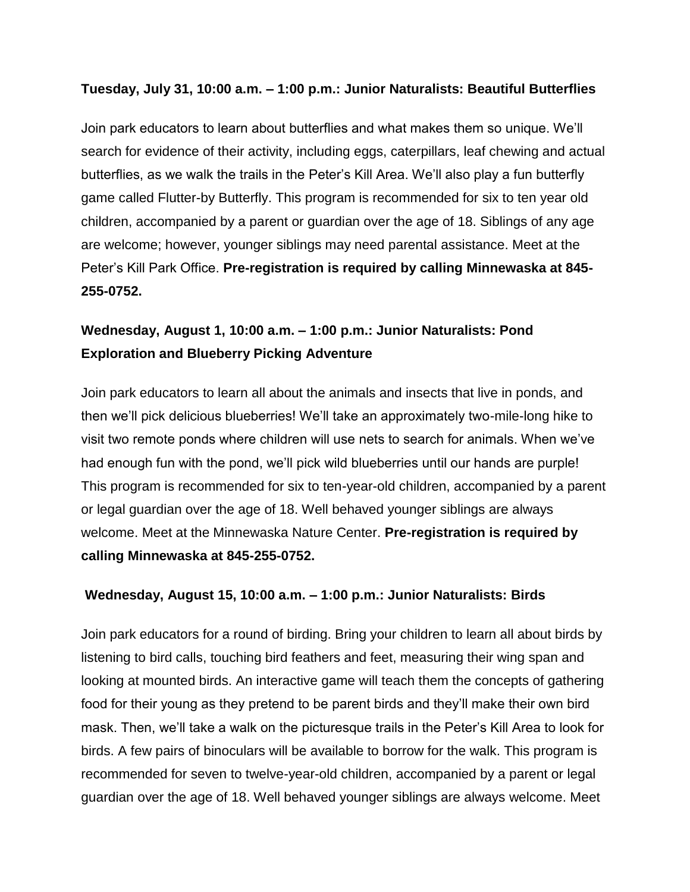**Tuesday, July 31, 10:00 a.m. – 1:00 p.m.: Junior Naturalists: Beautiful Butterflies**

Join park educators to learn about butterflies and what makes them so unique. We'll search for evidence of their activity, including eggs, caterpillars, leaf chewing and actual butterflies, as we walk the trails in the Peter's Kill Area. We'll also play a fun butterfly game called Flutter-by Butterfly. This program is recommended for six to ten year old children, accompanied by a parent or guardian over the age of 18. Siblings of any age are welcome; however, younger siblings may need parental assistance. Meet at the Peter's Kill Park Office. **Pre-registration is required by calling Minnewaska at 845-255-0752.**

**Wednesday, August 1, 10:00 a.m. – 1:00 p.m.: Junior Naturalists: Pond Exploration and Blueberry Picking Adventure**

Join park educators to learn all about the animals and insects that live in ponds, and then we'll pick delicious blueberries! We'll take an approximately two-mile-long hike to visit two remote ponds where children will use nets to search for animals. When we've had enough fun with the pond, we'll pick wild blueberries until our hands are purple! This program is recommended for six to ten-year-old children, accompanied by a parent or legal guardian over the age of 18. Well behaved younger siblings are always welcome. Meet at the Minnewaska Nature Center. **Pre-registration is required by calling Minnewaska at 845-255-0752.**

**Wednesday, August 15, 10:00 a.m. – 1:00 p.m.: Junior Naturalists: Birds**

Join park educators for a round of birding. Bring your children to learn all about birds by listening to bird calls, touching bird feathers and feet, measuring their wing span and looking at mounted birds. An interactive game will teach them the concepts of gathering food for their young as they pretend to be parent birds and they'll make their own bird mask. Then, we'll take a walk on the picturesque trails in the Peter's Kill Area to look for birds. A few pairs of binoculars will be available to borrow for the walk. This program is recommended for seven to twelve-year-old children, accompanied by a parent or legal guardian over the age of 18. Well behaved younger siblings are always welcome. Meet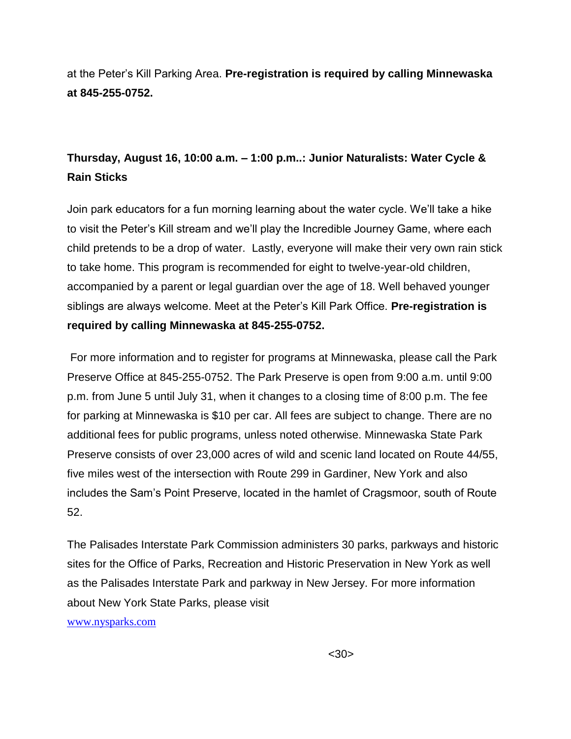at the Peter's Kill Parking Area. **Pre-registration is required by calling Minnewaska at 845-255-0752.**

**Thursday, August 16, 10:00 a.m. – 1:00 p.m..: Junior Naturalists: Water Cycle & Rain Sticks**

Join park educators for a fun morning learning about the water cycle. We'll take a hike to visit the Peter's Kill stream and we'll play the Incredible Journey Game, where each child pretends to be a drop of water. Lastly, everyone will make their very own rain stick to take home. This program is recommended for eight to twelve-year-old children, accompanied by a parent or legal guardian over the age of 18. Well behaved younger siblings are always welcome. Meet at the Peter's Kill Park Office. **Pre-registration is required by calling Minnewaska at 845-255-0752.**

For more information and to register for programs at Minnewaska, please call the Park Preserve Office at 845-255-0752. The Park Preserve is open from 9:00 a.m. until 9:00 p.m. from June 5 until July 31, when it changes to a closing time of 8:00 p.m. The fee for parking at Minnewaska is $10 per car. All fees are subject to change. There are no additional fees for public programs, unless noted otherwise. Minnewaska State Park Preserve consists of over 23,000 acres of wild and scenic land located on Route 44/55, five miles west of the intersection with Route 299 in Gardiner, New York and also includes the Sam's Point Preserve, located in the hamlet of Cragsmoor, south of Route 52.

The Palisades Interstate Park Commission administers 30 parks, parkways and historic sites for the Office of Parks, Recreation and Historic Preservation in New York as well as the Palisades Interstate Park and parkway in New Jersey. For more information about New York State Parks, please visit www.nysparks.com

<30>